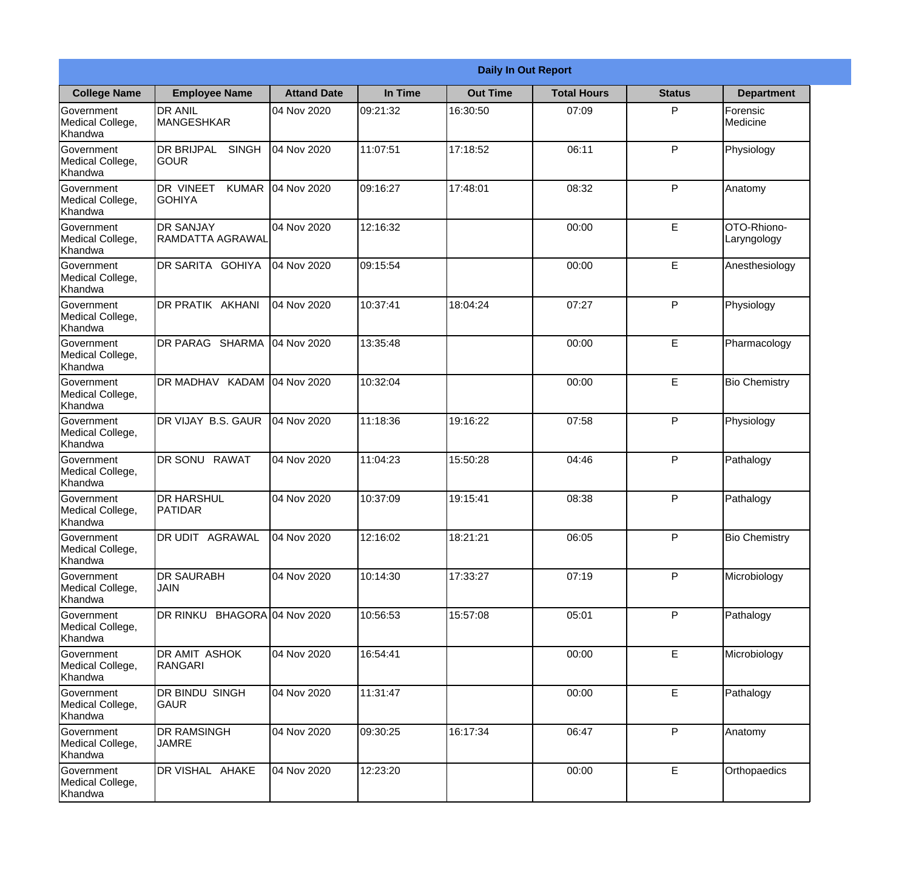| Daily In Out Report | | | | | | | |
|---|---|---|---|---|---|---|---|
| **College Name** | **Employee Name** | **Attand Date** | **In Time** | **Out Time** | **Total Hours** | **Status** | **Department** |
| Government Medical College, Khandwa | DR ANIL MANGESHKAR | 04 Nov 2020 | 09:21:32 | 16:30:50 | 07:09 | P | Forensic Medicine |
| Government Medical College, Khandwa | DR BRIJPAL SINGH GOUR | 04 Nov 2020 | 11:07:51 | 17:18:52 | 06:11 | P | Physiology |
| Government Medical College, Khandwa | DR VINEET KUMAR GOHIYA | 04 Nov 2020 | 09:16:27 | 17:48:01 | 08:32 | P | Anatomy |
| Government Medical College, Khandwa | DR SANJAY RAMDATTA AGRAWAL | 04 Nov 2020 | 12:16:32 | | 00:00 | E | OTO-Rhiono-Laryngology |
| Government Medical College, Khandwa | DR SARITA GOHIYA | 04 Nov 2020 | 09:15:54 | | 00:00 | E | Anesthesiology |
| Government Medical College, Khandwa | DR PRATIK AKHANI | 04 Nov 2020 | 10:37:41 | 18:04:24 | 07:27 | P | Physiology |
| Government Medical College, Khandwa | DR PARAG SHARMA | 04 Nov 2020 | 13:35:48 | | 00:00 | E | Pharmacology |
| Government Medical College, Khandwa | DR MADHAV KADAM | 04 Nov 2020 | 10:32:04 | | 00:00 | E | Bio Chemistry |
| Government Medical College, Khandwa | DR VIJAY B.S. GAUR | 04 Nov 2020 | 11:18:36 | 19:16:22 | 07:58 | P | Physiology |
| Government Medical College, Khandwa | DR SONU RAWAT | 04 Nov 2020 | 11:04:23 | 15:50:28 | 04:46 | P | Pathalogy |
| Government Medical College, Khandwa | DR HARSHUL PATIDAR | 04 Nov 2020 | 10:37:09 | 19:15:41 | 08:38 | P | Pathalogy |
| Government Medical College, Khandwa | DR UDIT AGRAWAL | 04 Nov 2020 | 12:16:02 | 18:21:21 | 06:05 | P | Bio Chemistry |
| Government Medical College, Khandwa | DR SAURABH JAIN | 04 Nov 2020 | 10:14:30 | 17:33:27 | 07:19 | P | Microbiology |
| Government Medical College, Khandwa | DR RINKU BHAGORA | 04 Nov 2020 | 10:56:53 | 15:57:08 | 05:01 | P | Pathalogy |
| Government Medical College, Khandwa | DR AMIT ASHOK RANGARI | 04 Nov 2020 | 16:54:41 | | 00:00 | E | Microbiology |
| Government Medical College, Khandwa | DR BINDU SINGH GAUR | 04 Nov 2020 | 11:31:47 | | 00:00 | E | Pathalogy |
| Government Medical College, Khandwa | DR RAMSINGH JAMRE | 04 Nov 2020 | 09:30:25 | 16:17:34 | 06:47 | P | Anatomy |
| Government Medical College, Khandwa | DR VISHAL AHAKE | 04 Nov 2020 | 12:23:20 | | 00:00 | E | Orthopaedics |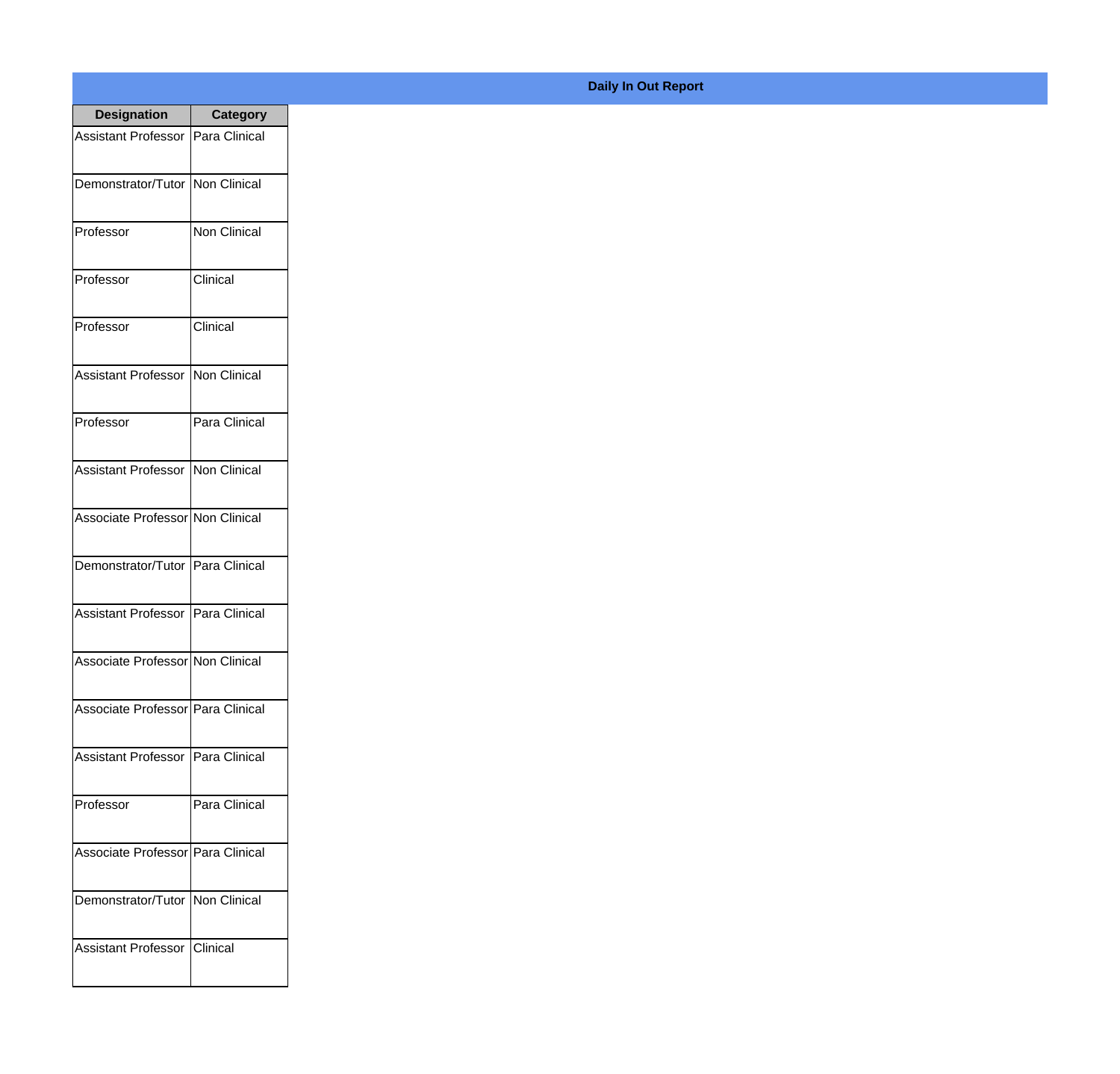**Daily In Out Report**

| Designation | Category |
|---|---|
| Assistant Professor | Para Clinical |
| Demonstrator/Tutor | Non Clinical |
| Professor | Non Clinical |
| Professor | Clinical |
| Professor | Clinical |
| Assistant Professor | Non Clinical |
| Professor | Para Clinical |
| Assistant Professor | Non Clinical |
| Associate Professor | Non Clinical |
| Demonstrator/Tutor | Para Clinical |
| Assistant Professor | Para Clinical |
| Associate Professor | Non Clinical |
| Associate Professor | Para Clinical |
| Assistant Professor | Para Clinical |
| Professor | Para Clinical |
| Associate Professor | Para Clinical |
| Demonstrator/Tutor | Non Clinical |
| Assistant Professor | Clinical |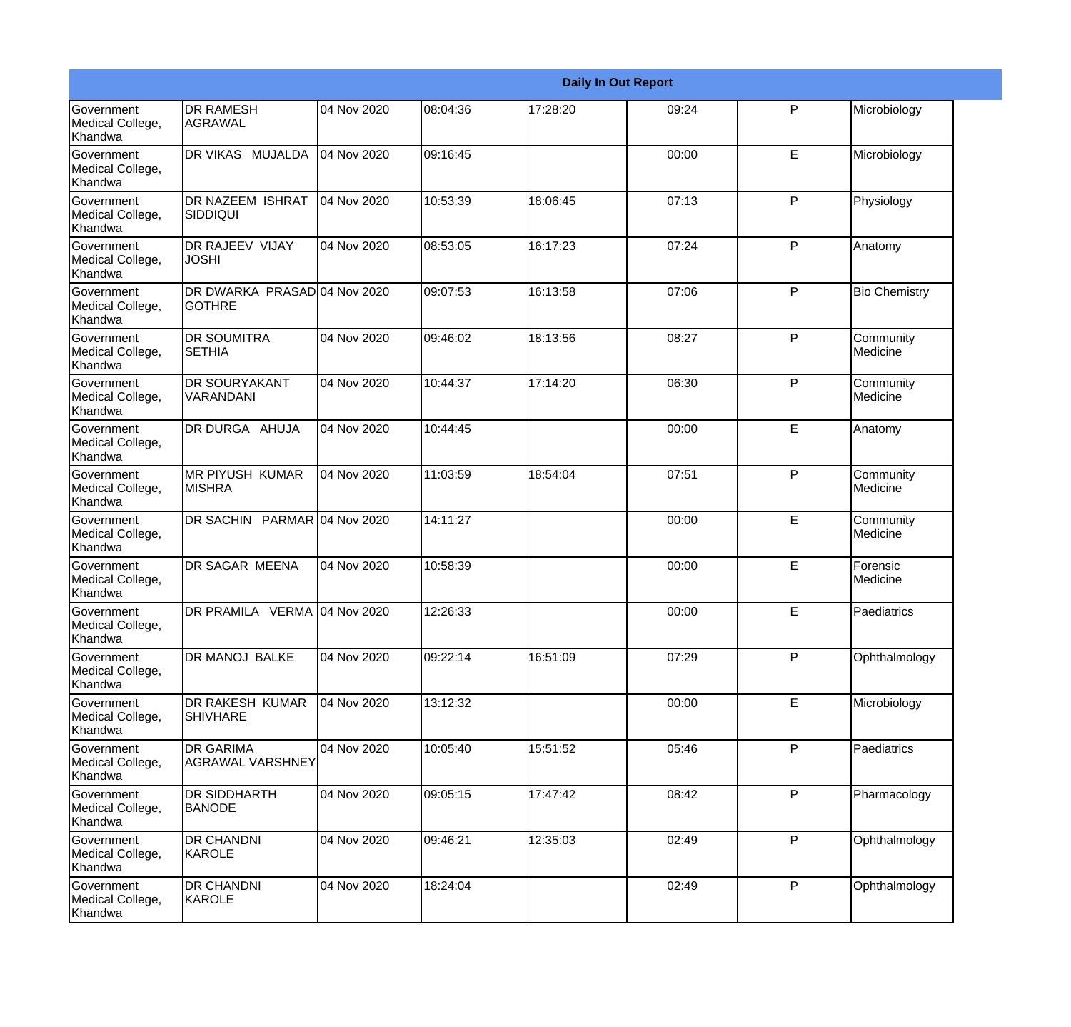| Daily In Out Report | | | | | | | |
|---|---|---|---|---|---|---|---|
| Government Medical College, Khandwa | DR RAMESH AGRAWAL | 04 Nov 2020 | 08:04:36 | 17:28:20 | 09:24 | P | Microbiology |
| Government Medical College, Khandwa | DR VIKAS MUJALDA | 04 Nov 2020 | 09:16:45 | | 00:00 | E | Microbiology |
| Government Medical College, Khandwa | DR NAZEEM ISHRAT SIDDIQUI | 04 Nov 2020 | 10:53:39 | 18:06:45 | 07:13 | P | Physiology |
| Government Medical College, Khandwa | DR RAJEEV VIJAY JOSHI | 04 Nov 2020 | 08:53:05 | 16:17:23 | 07:24 | P | Anatomy |
| Government Medical College, Khandwa | DR DWARKA PRASAD GOTHRE | 04 Nov 2020 | 09:07:53 | 16:13:58 | 07:06 | P | Bio Chemistry |
| Government Medical College, Khandwa | DR SOUMITRA SETHIA | 04 Nov 2020 | 09:46:02 | 18:13:56 | 08:27 | P | Community Medicine |
| Government Medical College, Khandwa | DR SOURYAKANT VARANDANI | 04 Nov 2020 | 10:44:37 | 17:14:20 | 06:30 | P | Community Medicine |
| Government Medical College, Khandwa | DR DURGA AHUJA | 04 Nov 2020 | 10:44:45 | | 00:00 | E | Anatomy |
| Government Medical College, Khandwa | MR PIYUSH KUMAR MISHRA | 04 Nov 2020 | 11:03:59 | 18:54:04 | 07:51 | P | Community Medicine |
| Government Medical College, Khandwa | DR SACHIN PARMAR | 04 Nov 2020 | 14:11:27 | | 00:00 | E | Community Medicine |
| Government Medical College, Khandwa | DR SAGAR MEENA | 04 Nov 2020 | 10:58:39 | | 00:00 | E | Forensic Medicine |
| Government Medical College, Khandwa | DR PRAMILA VERMA | 04 Nov 2020 | 12:26:33 | | 00:00 | E | Paediatrics |
| Government Medical College, Khandwa | DR MANOJ BALKE | 04 Nov 2020 | 09:22:14 | 16:51:09 | 07:29 | P | Ophthalmology |
| Government Medical College, Khandwa | DR RAKESH KUMAR SHIVHARE | 04 Nov 2020 | 13:12:32 | | 00:00 | E | Microbiology |
| Government Medical College, Khandwa | DR GARIMA AGRAWAL VARSHNEY | 04 Nov 2020 | 10:05:40 | 15:51:52 | 05:46 | P | Paediatrics |
| Government Medical College, Khandwa | DR SIDDHARTH BANODE | 04 Nov 2020 | 09:05:15 | 17:47:42 | 08:42 | P | Pharmacology |
| Government Medical College, Khandwa | DR CHANDNI KAROLE | 04 Nov 2020 | 09:46:21 | 12:35:03 | 02:49 | P | Ophthalmology |
| Government Medical College, Khandwa | DR CHANDNI KAROLE | 04 Nov 2020 | 18:24:04 | | 02:49 | P | Ophthalmology |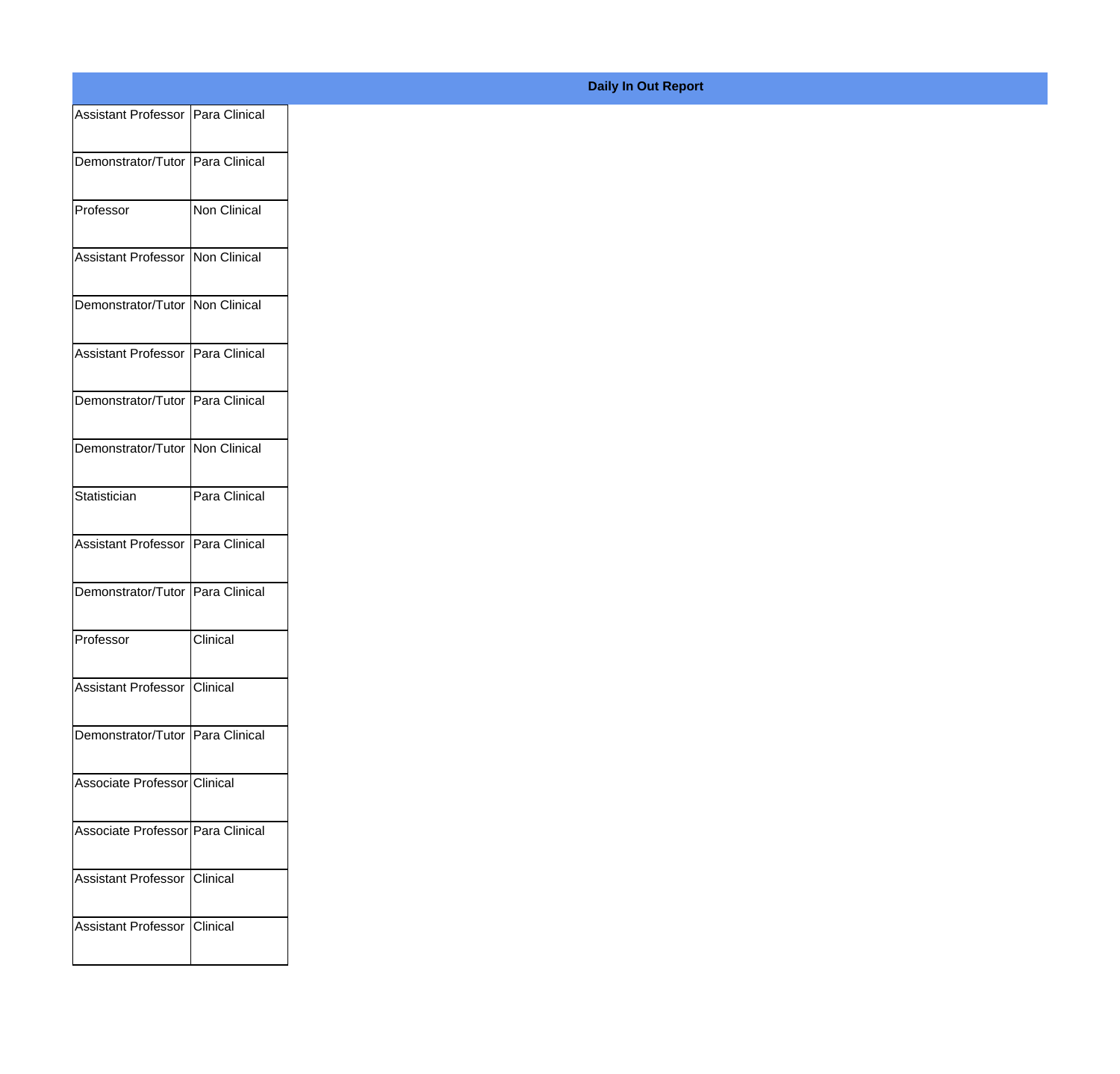**Daily In Out Report**

| | |
|---|---|
| Assistant Professor | Para Clinical |
| Demonstrator/Tutor | Para Clinical |
| Professor | Non Clinical |
| Assistant Professor | Non Clinical |
| Demonstrator/Tutor | Non Clinical |
| Assistant Professor | Para Clinical |
| Demonstrator/Tutor | Para Clinical |
| Demonstrator/Tutor | Non Clinical |
| Statistician | Para Clinical |
| Assistant Professor | Para Clinical |
| Demonstrator/Tutor | Para Clinical |
| Professor | Clinical |
| Assistant Professor | Clinical |
| Demonstrator/Tutor | Para Clinical |
| Associate Professor | Clinical |
| Associate Professor | Para Clinical |
| Assistant Professor | Clinical |
| Assistant Professor | Clinical |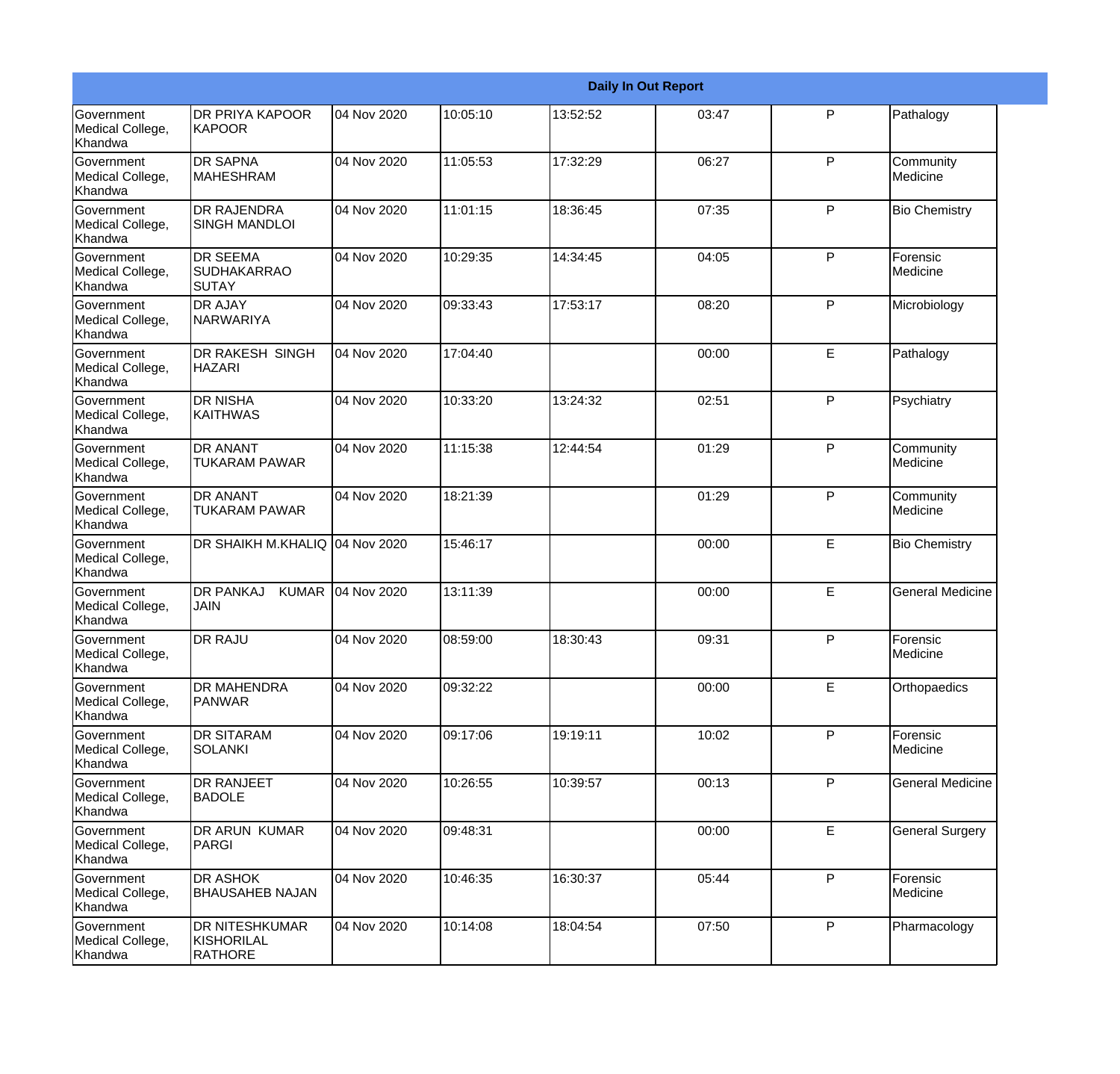| Daily In Out Report | | | | | | | |
|---|---|---|---|---|---|---|---|
| Government Medical College, Khandwa | DR PRIYA KAPOOR KAPOOR | 04 Nov 2020 | 10:05:10 | 13:52:52 | 03:47 | P | Pathalogy |
| Government Medical College, Khandwa | DR SAPNA MAHESHRAM | 04 Nov 2020 | 11:05:53 | 17:32:29 | 06:27 | P | Community Medicine |
| Government Medical College, Khandwa | DR RAJENDRA SINGH MANDLOI | 04 Nov 2020 | 11:01:15 | 18:36:45 | 07:35 | P | Bio Chemistry |
| Government Medical College, Khandwa | DR SEEMA SUDHAKARRAO SUTAY | 04 Nov 2020 | 10:29:35 | 14:34:45 | 04:05 | P | Forensic Medicine |
| Government Medical College, Khandwa | DR AJAY NARWARIYA | 04 Nov 2020 | 09:33:43 | 17:53:17 | 08:20 | P | Microbiology |
| Government Medical College, Khandwa | DR RAKESH SINGH HAZARI | 04 Nov 2020 | 17:04:40 | | 00:00 | E | Pathalogy |
| Government Medical College, Khandwa | DR NISHA KAITHWAS | 04 Nov 2020 | 10:33:20 | 13:24:32 | 02:51 | P | Psychiatry |
| Government Medical College, Khandwa | DR ANANT TUKARAM PAWAR | 04 Nov 2020 | 11:15:38 | 12:44:54 | 01:29 | P | Community Medicine |
| Government Medical College, Khandwa | DR ANANT TUKARAM PAWAR | 04 Nov 2020 | 18:21:39 | | 01:29 | P | Community Medicine |
| Government Medical College, Khandwa | DR SHAIKH M.KHALIQ | 04 Nov 2020 | 15:46:17 | | 00:00 | E | Bio Chemistry |
| Government Medical College, Khandwa | DR PANKAJ KUMAR JAIN | 04 Nov 2020 | 13:11:39 | | 00:00 | E | General Medicine |
| Government Medical College, Khandwa | DR RAJU | 04 Nov 2020 | 08:59:00 | 18:30:43 | 09:31 | P | Forensic Medicine |
| Government Medical College, Khandwa | DR MAHENDRA PANWAR | 04 Nov 2020 | 09:32:22 | | 00:00 | E | Orthopaedics |
| Government Medical College, Khandwa | DR SITARAM SOLANKI | 04 Nov 2020 | 09:17:06 | 19:19:11 | 10:02 | P | Forensic Medicine |
| Government Medical College, Khandwa | DR RANJEET BADOLE | 04 Nov 2020 | 10:26:55 | 10:39:57 | 00:13 | P | General Medicine |
| Government Medical College, Khandwa | DR ARUN KUMAR PARGI | 04 Nov 2020 | 09:48:31 | | 00:00 | E | General Surgery |
| Government Medical College, Khandwa | DR ASHOK BHAUSAHEB NAJAN | 04 Nov 2020 | 10:46:35 | 16:30:37 | 05:44 | P | Forensic Medicine |
| Government Medical College, Khandwa | DR NITESHKUMAR KISHORILAL RATHORE | 04 Nov 2020 | 10:14:08 | 18:04:54 | 07:50 | P | Pharmacology |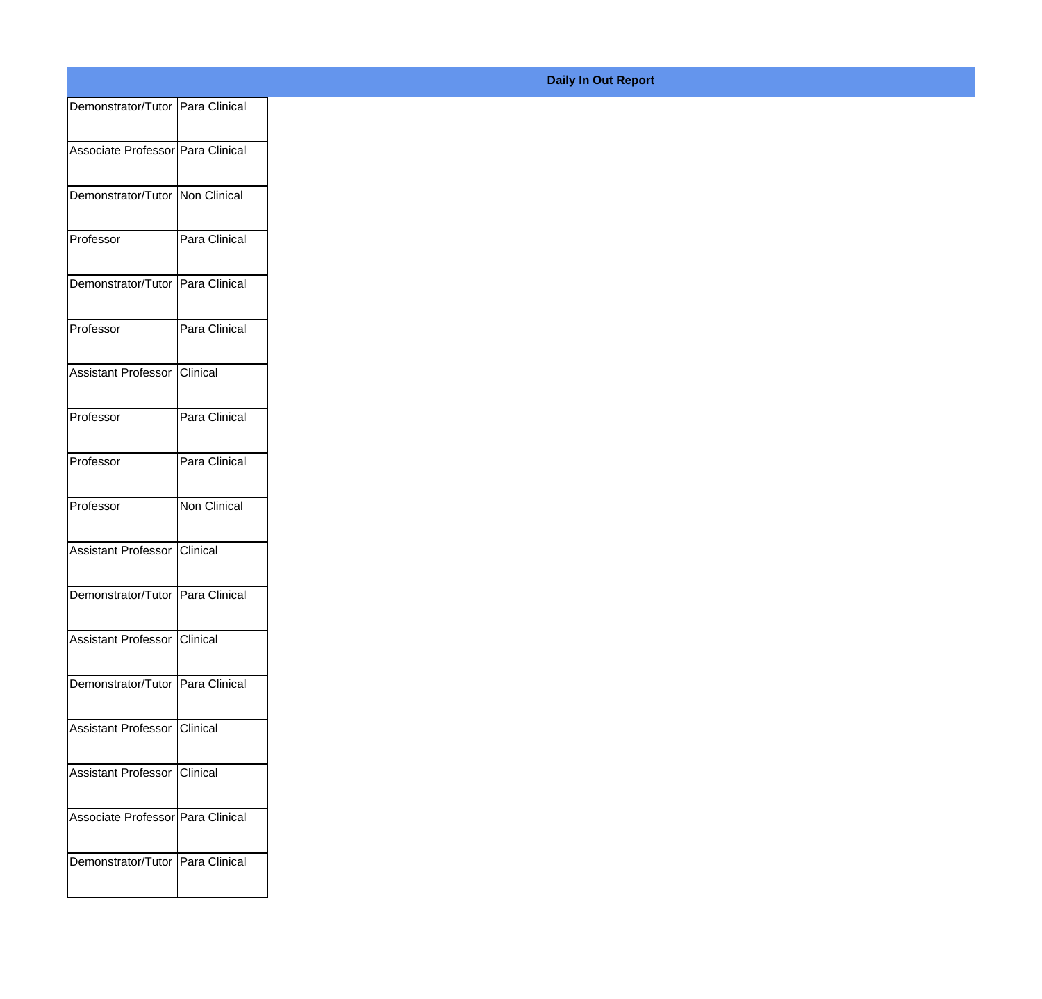**Daily In Out Report**

| | |
|---|---|
| Demonstrator/Tutor | Para Clinical |
| Associate Professor | Para Clinical |
| Demonstrator/Tutor | Non Clinical |
| Professor | Para Clinical |
| Demonstrator/Tutor | Para Clinical |
| Professor | Para Clinical |
| Assistant Professor | Clinical |
| Professor | Para Clinical |
| Professor | Para Clinical |
| Professor | Non Clinical |
| Assistant Professor | Clinical |
| Demonstrator/Tutor | Para Clinical |
| Assistant Professor | Clinical |
| Demonstrator/Tutor | Para Clinical |
| Assistant Professor | Clinical |
| Assistant Professor | Clinical |
| Associate Professor | Para Clinical |
| Demonstrator/Tutor | Para Clinical |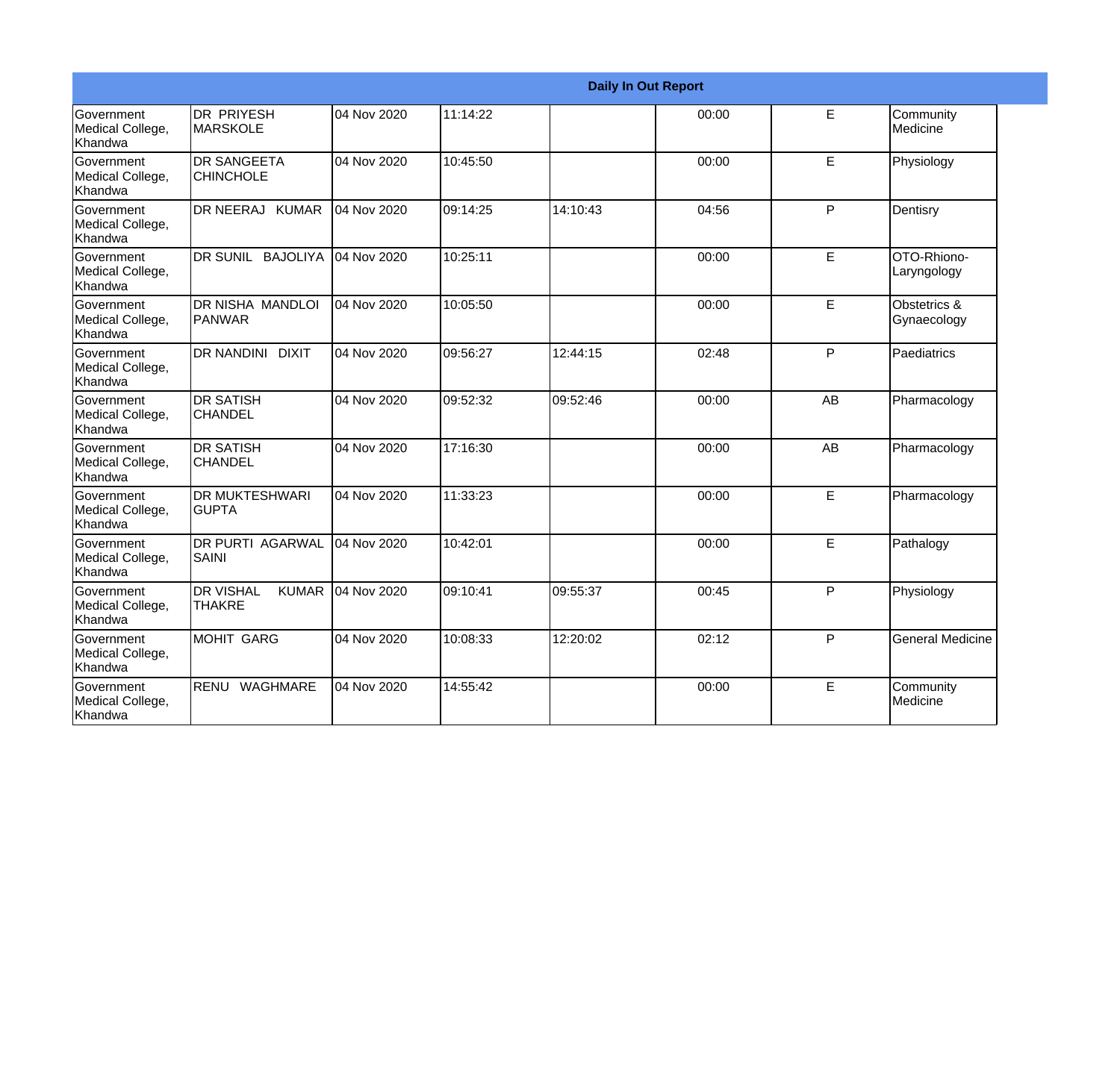| Daily In Out Report | | | | | | | |
|---|---|---|---|---|---|---|---|
| Government Medical College, Khandwa | DR PRIYESH MARSKOLE | 04 Nov 2020 | 11:14:22 | | 00:00 | E | Community Medicine |
| Government Medical College, Khandwa | DR SANGEETA CHINCHOLE | 04 Nov 2020 | 10:45:50 | | 00:00 | E | Physiology |
| Government Medical College, Khandwa | DR NEERAJ KUMAR | 04 Nov 2020 | 09:14:25 | 14:10:43 | 04:56 | P | Dentisry |
| Government Medical College, Khandwa | DR SUNIL BAJOLIYA | 04 Nov 2020 | 10:25:11 | | 00:00 | E | OTO-Rhiono-Laryngology |
| Government Medical College, Khandwa | DR NISHA MANDLOI PANWAR | 04 Nov 2020 | 10:05:50 | | 00:00 | E | Obstetrics & Gynaecology |
| Government Medical College, Khandwa | DR NANDINI DIXIT | 04 Nov 2020 | 09:56:27 | 12:44:15 | 02:48 | P | Paediatrics |
| Government Medical College, Khandwa | DR SATISH CHANDEL | 04 Nov 2020 | 09:52:32 | 09:52:46 | 00:00 | AB | Pharmacology |
| Government Medical College, Khandwa | DR SATISH CHANDEL | 04 Nov 2020 | 17:16:30 | | 00:00 | AB | Pharmacology |
| Government Medical College, Khandwa | DR MUKTESHWARI GUPTA | 04 Nov 2020 | 11:33:23 | | 00:00 | E | Pharmacology |
| Government Medical College, Khandwa | DR PURTI AGARWAL SAINI | 04 Nov 2020 | 10:42:01 | | 00:00 | E | Pathalogy |
| Government Medical College, Khandwa | DR VISHAL KUMAR THAKRE | 04 Nov 2020 | 09:10:41 | 09:55:37 | 00:45 | P | Physiology |
| Government Medical College, Khandwa | MOHIT GARG | 04 Nov 2020 | 10:08:33 | 12:20:02 | 02:12 | P | General Medicine |
| Government Medical College, Khandwa | RENU WAGHMARE | 04 Nov 2020 | 14:55:42 | | 00:00 | E | Community Medicine |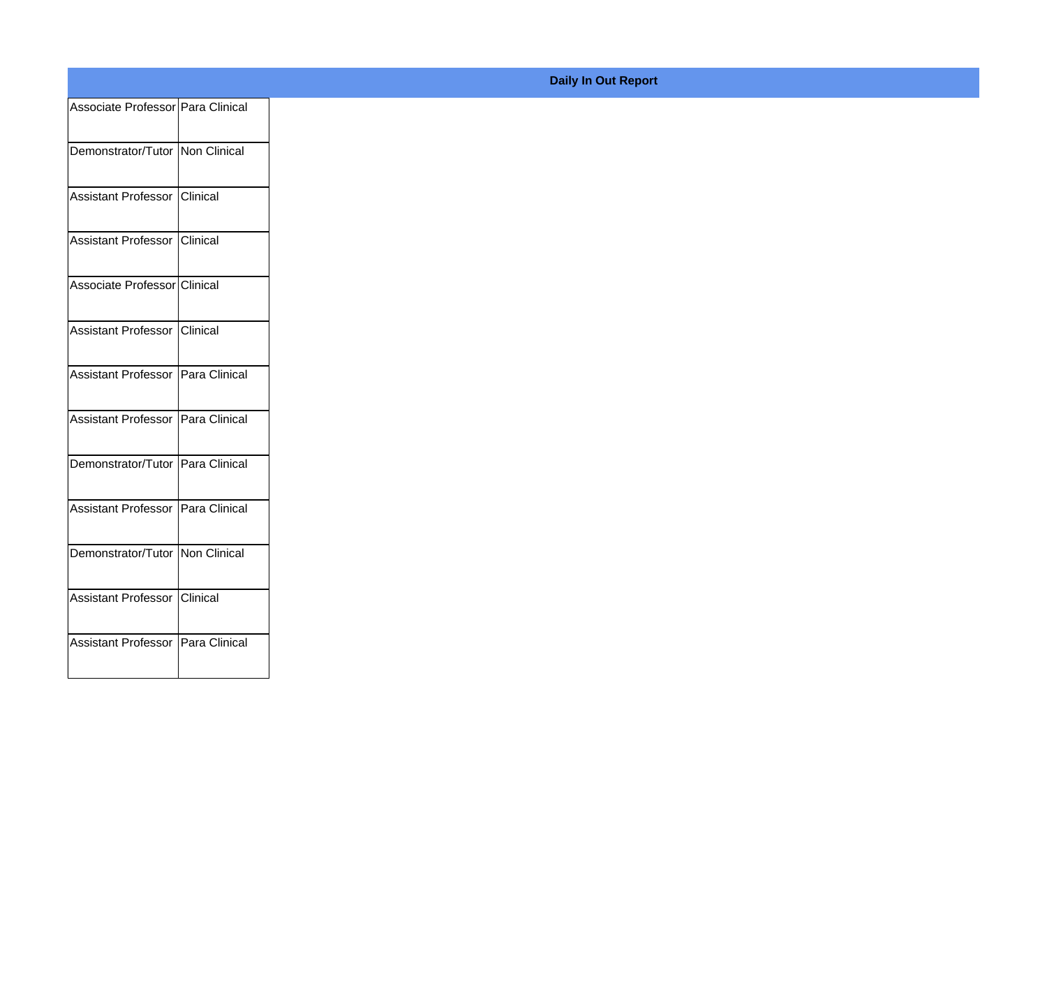**Daily In Out Report**

| | |
|---|---|
| Associate Professor | Para Clinical |
| Demonstrator/Tutor | Non Clinical |
| Assistant Professor | Clinical |
| Assistant Professor | Clinical |
| Associate Professor | Clinical |
| Assistant Professor | Clinical |
| Assistant Professor | Para Clinical |
| Assistant Professor | Para Clinical |
| Demonstrator/Tutor | Para Clinical |
| Assistant Professor | Para Clinical |
| Demonstrator/Tutor | Non Clinical |
| Assistant Professor | Clinical |
| Assistant Professor | Para Clinical |